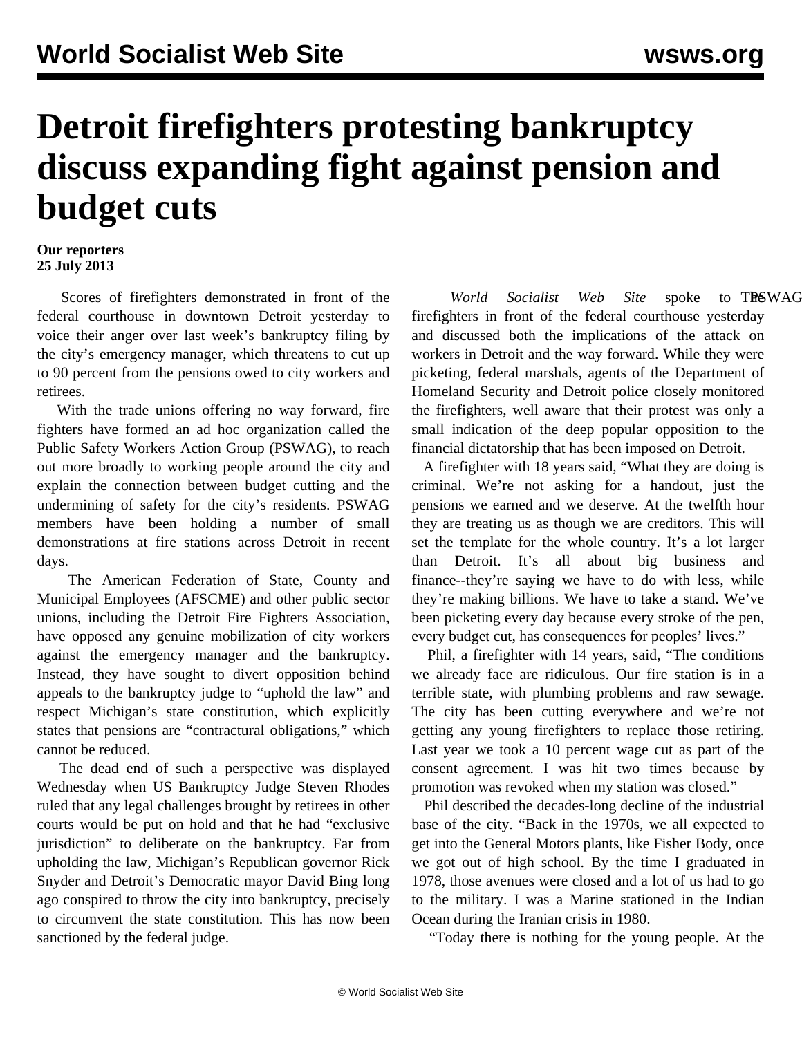# Detroit firefighters protesting bankruptcy discuss expanding fight against pension and budget cuts

**Our reporters**
**25 July 2013**

Scores of firefighters demonstrated in front of the federal courthouse in downtown Detroit yesterday to voice their anger over last week's bankruptcy filing by the city's emergency manager, which threatens to cut up to 90 percent from the pensions owed to city workers and retirees.

With the trade unions offering no way forward, fire fighters have formed an ad hoc organization called the Public Safety Workers Action Group (PSWAG), to reach out more broadly to working people around the city and explain the connection between budget cutting and the undermining of safety for the city's residents. PSWAG members have been holding a number of small demonstrations at fire stations across Detroit in recent days.

The American Federation of State, County and Municipal Employees (AFSCME) and other public sector unions, including the Detroit Fire Fighters Association, have opposed any genuine mobilization of city workers against the emergency manager and the bankruptcy. Instead, they have sought to divert opposition behind appeals to the bankruptcy judge to "uphold the law" and respect Michigan's state constitution, which explicitly states that pensions are "contractural obligations," which cannot be reduced.

The dead end of such a perspective was displayed Wednesday when US Bankruptcy Judge Steven Rhodes ruled that any legal challenges brought by retirees in other courts would be put on hold and that he had "exclusive jurisdiction" to deliberate on the bankruptcy. Far from upholding the law, Michigan's Republican governor Rick Snyder and Detroit's Democratic mayor David Bing long ago conspired to throw the city into bankruptcy, precisely to circumvent the state constitution. This has now been sanctioned by the federal judge.

The *World Socialist Web Site* spoke to PSWAG firefighters in front of the federal courthouse yesterday and discussed both the implications of the attack on workers in Detroit and the way forward. While they were picketing, federal marshals, agents of the Department of Homeland Security and Detroit police closely monitored the firefighters, well aware that their protest was only a small indication of the deep popular opposition to the financial dictatorship that has been imposed on Detroit.

A firefighter with 18 years said, "What they are doing is criminal. We're not asking for a handout, just the pensions we earned and we deserve. At the twelfth hour they are treating us as though we are creditors. This will set the template for the whole country. It's a lot larger than Detroit. It's all about big business and finance--they're saying we have to do with less, while they're making billions. We have to take a stand. We've been picketing every day because every stroke of the pen, every budget cut, has consequences for peoples' lives."

Phil, a firefighter with 14 years, said, "The conditions we already face are ridiculous. Our fire station is in a terrible state, with plumbing problems and raw sewage. The city has been cutting everywhere and we're not getting any young firefighters to replace those retiring. Last year we took a 10 percent wage cut as part of the consent agreement. I was hit two times because by promotion was revoked when my station was closed."

Phil described the decades-long decline of the industrial base of the city. "Back in the 1970s, we all expected to get into the General Motors plants, like Fisher Body, once we got out of high school. By the time I graduated in 1978, those avenues were closed and a lot of us had to go to the military. I was a Marine stationed in the Indian Ocean during the Iranian crisis in 1980.

"Today there is nothing for the young people. At the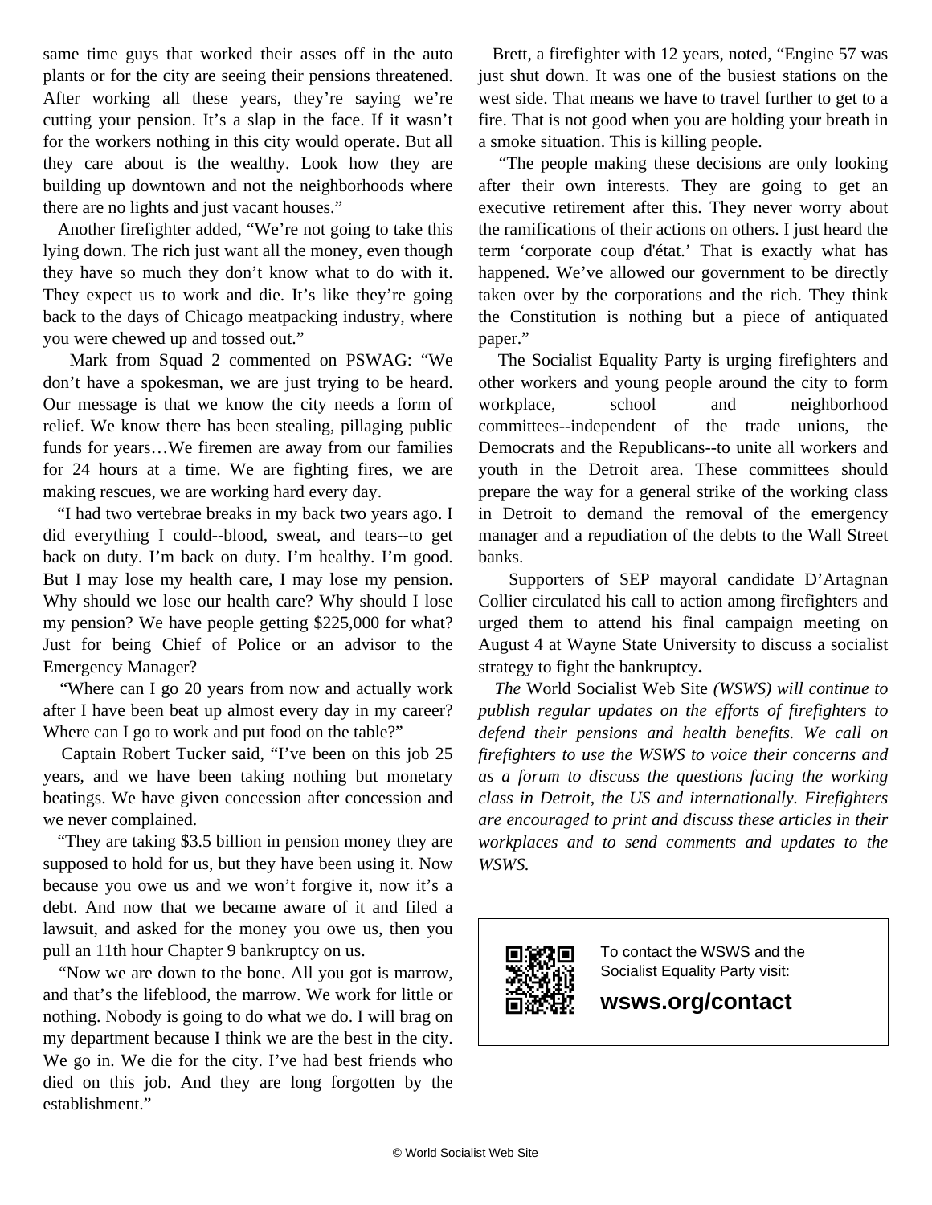same time guys that worked their asses off in the auto plants or for the city are seeing their pensions threatened. After working all these years, they're saying we're cutting your pension. It's a slap in the face. If it wasn't for the workers nothing in this city would operate. But all they care about is the wealthy. Look how they are building up downtown and not the neighborhoods where there are no lights and just vacant houses."

Another firefighter added, "We're not going to take this lying down. The rich just want all the money, even though they have so much they don't know what to do with it. They expect us to work and die. It's like they're going back to the days of Chicago meatpacking industry, where you were chewed up and tossed out."

Mark from Squad 2 commented on PSWAG: "We don't have a spokesman, we are just trying to be heard. Our message is that we know the city needs a form of relief. We know there has been stealing, pillaging public funds for years…We firemen are away from our families for 24 hours at a time. We are fighting fires, we are making rescues, we are working hard every day.

"I had two vertebrae breaks in my back two years ago. I did everything I could--blood, sweat, and tears--to get back on duty. I'm back on duty. I'm healthy. I'm good. But I may lose my health care, I may lose my pension. Why should we lose our health care? Why should I lose my pension? We have people getting $225,000 for what? Just for being Chief of Police or an advisor to the Emergency Manager?

"Where can I go 20 years from now and actually work after I have been beat up almost every day in my career? Where can I go to work and put food on the table?"

Captain Robert Tucker said, "I've been on this job 25 years, and we have been taking nothing but monetary beatings. We have given concession after concession and we never complained.

"They are taking $3.5 billion in pension money they are supposed to hold for us, but they have been using it. Now because you owe us and we won't forgive it, now it's a debt. And now that we became aware of it and filed a lawsuit, and asked for the money you owe us, then you pull an 11th hour Chapter 9 bankruptcy on us.

"Now we are down to the bone. All you got is marrow, and that's the lifeblood, the marrow. We work for little or nothing. Nobody is going to do what we do. I will brag on my department because I think we are the best in the city. We go in. We die for the city. I've had best friends who died on this job. And they are long forgotten by the establishment."

Brett, a firefighter with 12 years, noted, "Engine 57 was just shut down. It was one of the busiest stations on the west side. That means we have to travel further to get to a fire. That is not good when you are holding your breath in a smoke situation. This is killing people.

"The people making these decisions are only looking after their own interests. They are going to get an executive retirement after this. They never worry about the ramifications of their actions on others. I just heard the term 'corporate coup d'état.' That is exactly what has happened. We've allowed our government to be directly taken over by the corporations and the rich. They think the Constitution is nothing but a piece of antiquated paper."

The Socialist Equality Party is urging firefighters and other workers and young people around the city to form workplace, school and neighborhood committees--independent of the trade unions, the Democrats and the Republicans--to unite all workers and youth in the Detroit area. These committees should prepare the way for a general strike of the working class in Detroit to demand the removal of the emergency manager and a repudiation of the debts to the Wall Street banks.

Supporters of SEP mayoral candidate D'Artagnan Collier circulated his call to action among firefighters and urged them to attend his final campaign meeting on August 4 at Wayne State University to discuss a socialist strategy to fight the bankruptcy**.**

*The* World Socialist Web Site *(WSWS) will continue to publish regular updates on the efforts of firefighters to defend their pensions and health benefits. We call on firefighters to use the WSWS to voice their concerns and as a forum to discuss the questions facing the working class in Detroit, the US and internationally. Firefighters are encouraged to print and discuss these articles in their workplaces and to send comments and updates to the WSWS.*

To contact the WSWS and the Socialist Equality Party visit:

**wsws.org/contact**